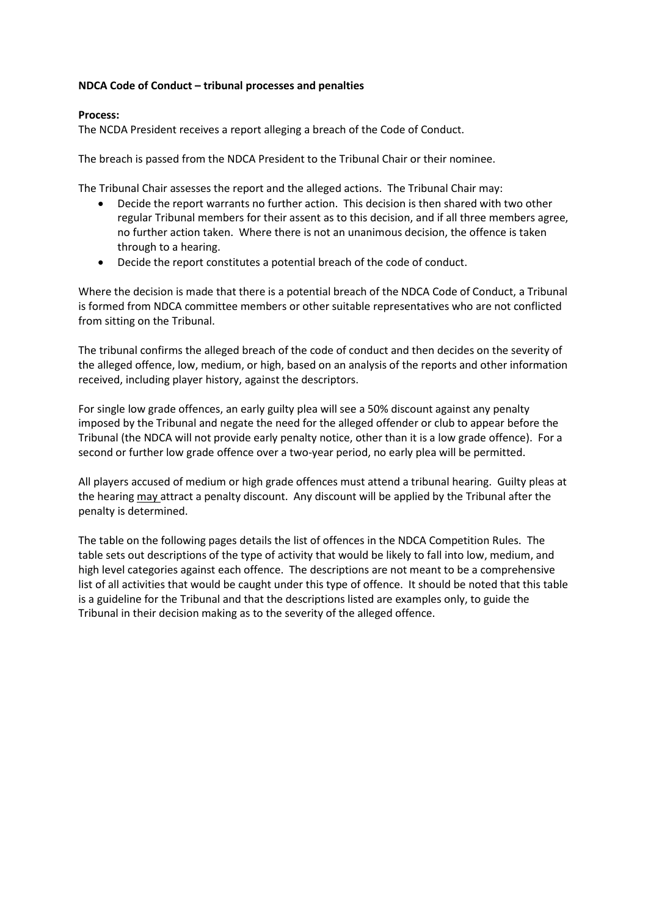**NDCA Code of Conduct – tribunal processes and penalties**

**Process:**

The NCDA President receives a report alleging a breach of the Code of Conduct.

The breach is passed from the NDCA President to the Tribunal Chair or their nominee.

The Tribunal Chair assesses the report and the alleged actions. The Tribunal Chair may:

- Decide the report warrants no further action. This decision is then shared with two other regular Tribunal members for their assent as to this decision, and if all three members agree, no further action taken. Where there is not an unanimous decision, the offence is taken through to a hearing.
- Decide the report constitutes a potential breach of the code of conduct.

Where the decision is made that there is a potential breach of the NDCA Code of Conduct, a Tribunal is formed from NDCA committee members or other suitable representatives who are not conflicted from sitting on the Tribunal.

The tribunal confirms the alleged breach of the code of conduct and then decides on the severity of the alleged offence, low, medium, or high, based on an analysis of the reports and other information received, including player history, against the descriptors.

For single low grade offences, an early guilty plea will see a 50% discount against any penalty imposed by the Tribunal and negate the need for the alleged offender or club to appear before the Tribunal (the NDCA will not provide early penalty notice, other than it is a low grade offence). For a second or further low grade offence over a two-year period, no early plea will be permitted.

All players accused of medium or high grade offences must attend a tribunal hearing. Guilty pleas at the hearing may attract a penalty discount. Any discount will be applied by the Tribunal after the penalty is determined.

The table on the following pages details the list of offences in the NDCA Competition Rules. The table sets out descriptions of the type of activity that would be likely to fall into low, medium, and high level categories against each offence. The descriptions are not meant to be a comprehensive list of all activities that would be caught under this type of offence. It should be noted that this table is a guideline for the Tribunal and that the descriptions listed are examples only, to guide the Tribunal in their decision making as to the severity of the alleged offence.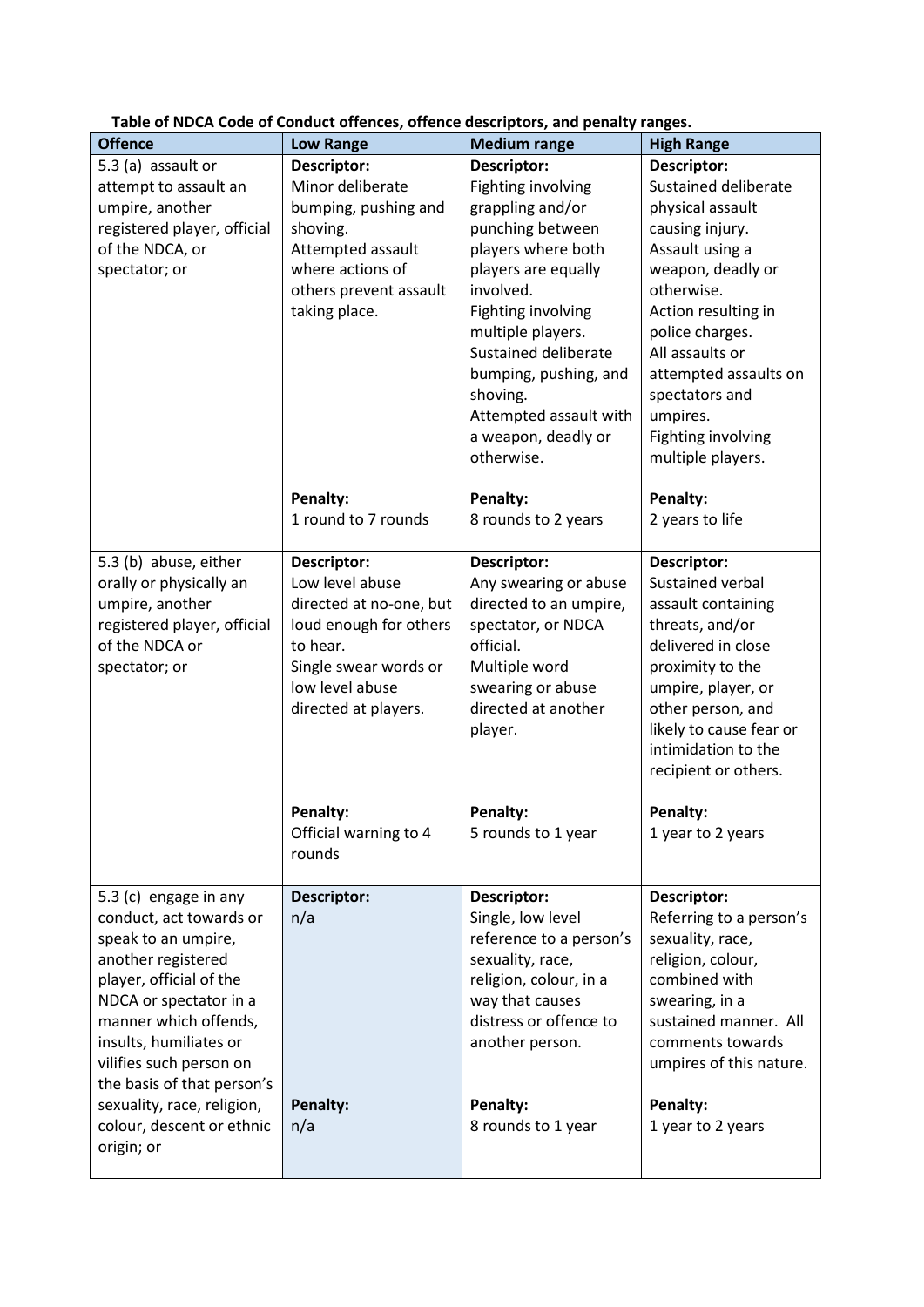**Table of NDCA Code of Conduct offences, offence descriptors, and penalty ranges.**

| Offence | Low Range | Medium range | High Range |
|---|---|---|---|
| 5.3 (a) assault or attempt to assault an umpire, another registered player, official of the NDCA, or spectator; or | **Descriptor:**<br>Minor deliberate bumping, pushing and shoving.<br>Attempted assault where actions of others prevent assault taking place.<br><br>**Penalty:**<br>1 round to 7 rounds | **Descriptor:**<br>Fighting involving grappling and/or punching between players where both players are equally involved.<br>Fighting involving multiple players.<br>Sustained deliberate bumping, pushing, and shoving.<br>Attempted assault with a weapon, deadly or otherwise.<br><br>**Penalty:**<br>8 rounds to 2 years | **Descriptor:**<br>Sustained deliberate physical assault causing injury.<br>Assault using a weapon, deadly or otherwise.<br>Action resulting in police charges.<br>All assaults or attempted assaults on spectators and umpires.<br>Fighting involving multiple players.<br><br>**Penalty:**<br>2 years to life |
| 5.3 (b) abuse, either orally or physically an umpire, another registered player, official of the NDCA or spectator; or | **Descriptor:**<br>Low level abuse directed at no-one, but loud enough for others to hear.<br>Single swear words or low level abuse directed at players.<br><br>**Penalty:**<br>Official warning to 4 rounds | **Descriptor:**<br>Any swearing or abuse directed to an umpire, spectator, or NDCA official.<br>Multiple word swearing or abuse directed at another player.<br><br>**Penalty:**<br>5 rounds to 1 year | **Descriptor:**<br>Sustained verbal assault containing threats, and/or delivered in close proximity to the umpire, player, or other person, and likely to cause fear or intimidation to the recipient or others.<br><br>**Penalty:**<br>1 year to 2 years |
| 5.3 (c) engage in any conduct, act towards or speak to an umpire, another registered player, official of the NDCA or spectator in a manner which offends, insults, humiliates or vilifies such person on the basis of that person's sexuality, race, religion, colour, descent or ethnic origin; or | **Descriptor:**<br>n/a<br><br>**Penalty:**<br>n/a | **Descriptor:**<br>Single, low level reference to a person's sexuality, race, religion, colour, in a way that causes distress or offence to another person.<br><br>**Penalty:**<br>8 rounds to 1 year | **Descriptor:**<br>Referring to a person's sexuality, race, religion, colour, combined with swearing, in a sustained manner. All comments towards umpires of this nature.<br><br>**Penalty:**<br>1 year to 2 years |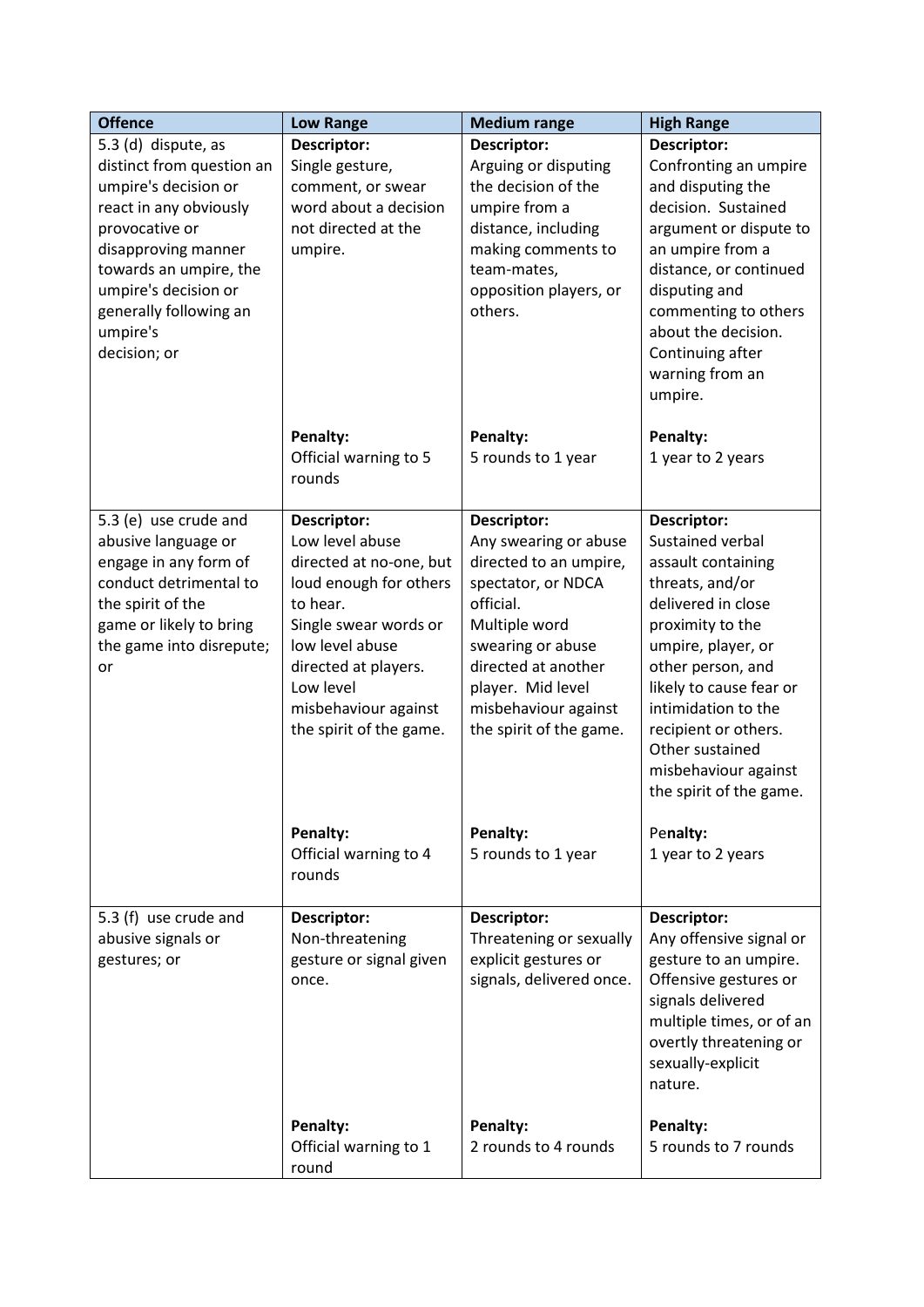| Offence | Low Range | Medium range | High Range |
| --- | --- | --- | --- |
| 5.3 (d) dispute, as distinct from question an umpire's decision or react in any obviously provocative or disapproving manner towards an umpire, the umpire's decision or generally following an umpire's decision; or | **Descriptor:** Single gesture, comment, or swear word about a decision not directed at the umpire.<br><br>**Penalty:** Official warning to 5 rounds | **Descriptor:** Arguing or disputing the decision of the umpire from a distance, including making comments to team-mates, opposition players, or others.<br><br>**Penalty:** 5 rounds to 1 year | **Descriptor:** Confronting an umpire and disputing the decision. Sustained argument or dispute to an umpire from a distance, or continued disputing and commenting to others about the decision. Continuing after warning from an umpire.<br><br>**Penalty:** 1 year to 2 years |
| 5.3 (e) use crude and abusive language or engage in any form of conduct detrimental to the spirit of the game or likely to bring the game into disrepute; or | **Descriptor:** Low level abuse directed at no-one, but loud enough for others to hear. Single swear words or low level abuse directed at players. Low level misbehaviour against the spirit of the game.<br><br>**Penalty:** Official warning to 4 rounds | **Descriptor:** Any swearing or abuse directed to an umpire, spectator, or NDCA official. Multiple word swearing or abuse directed at another player. Mid level misbehaviour against the spirit of the game.<br><br>**Penalty:** 5 rounds to 1 year | **Descriptor:** Sustained verbal assault containing threats, and/or delivered in close proximity to the umpire, player, or other person, and likely to cause fear or intimidation to the recipient or others. Other sustained misbehaviour against the spirit of the game.<br><br>Pe**nalty:** 1 year to 2 years |
| 5.3 (f) use crude and abusive signals or gestures; or | **Descriptor:** Non-threatening gesture or signal given once.<br><br>**Penalty:** Official warning to 1 round | **Descriptor:** Threatening or sexually explicit gestures or signals, delivered once.<br><br>**Penalty:** 2 rounds to 4 rounds | **Descriptor:** Any offensive signal or gesture to an umpire. Offensive gestures or signals delivered multiple times, or of an overtly threatening or sexually-explicit nature.<br><br>**Penalty:** 5 rounds to 7 rounds |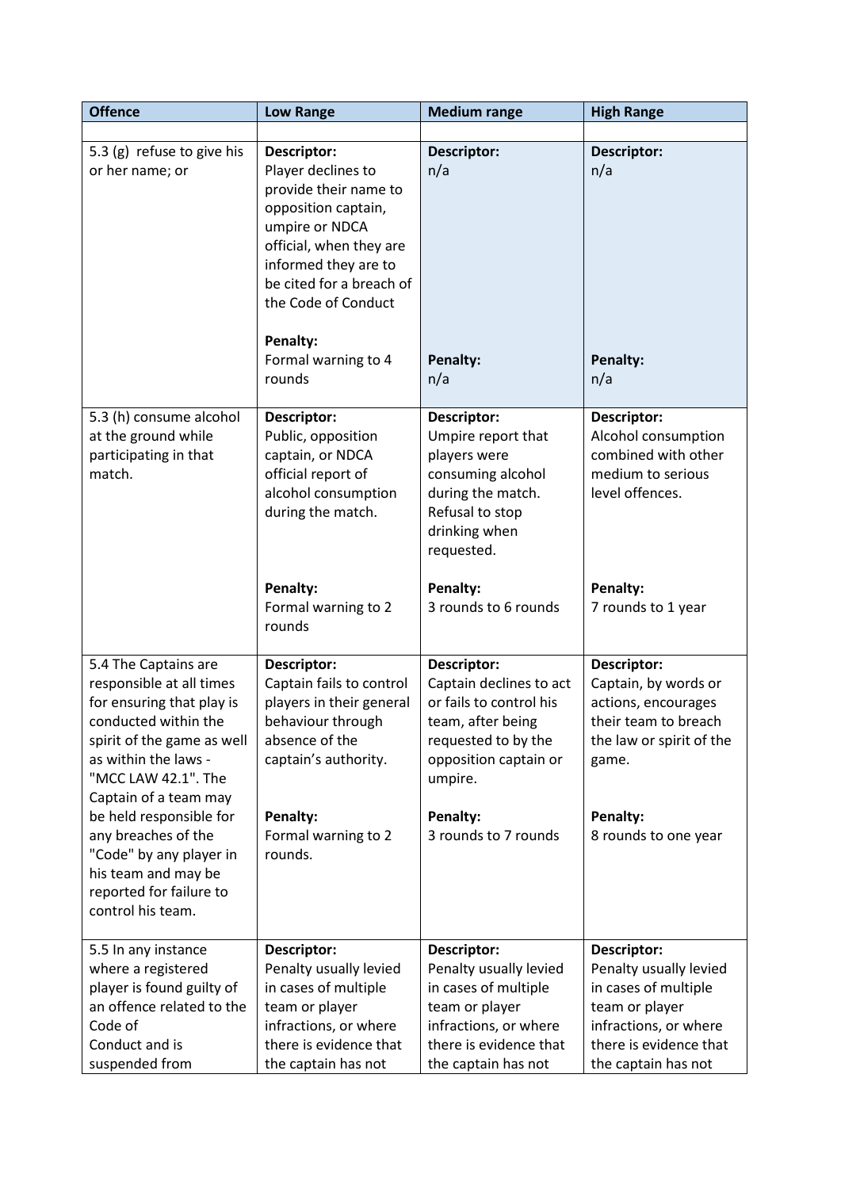| Offence | Low Range | Medium range | High Range |
|---|---|---|---|
| | | | |
| 5.3 (g) refuse to give his or her name; or | **Descriptor:** Player declines to provide their name to opposition captain, umpire or NDCA official, when they are informed they are to be cited for a breach of the Code of Conduct<br><br>**Penalty:** Formal warning to 4 rounds | **Descriptor:** n/a<br><br>**Penalty:** n/a | **Descriptor:** n/a<br><br>**Penalty:** n/a |
| 5.3 (h) consume alcohol at the ground while participating in that match. | **Descriptor:** Public, opposition captain, or NDCA official report of alcohol consumption during the match.<br><br>**Penalty:** Formal warning to 2 rounds | **Descriptor:** Umpire report that players were consuming alcohol during the match. Refusal to stop drinking when requested.<br><br>**Penalty:** 3 rounds to 6 rounds | **Descriptor:** Alcohol consumption combined with other medium to serious level offences.<br><br>**Penalty:** 7 rounds to 1 year |
| 5.4 The Captains are responsible at all times for ensuring that play is conducted within the spirit of the game as well as within the laws - "MCC LAW 42.1". The Captain of a team may be held responsible for any breaches of the "Code" by any player in his team and may be reported for failure to control his team. | **Descriptor:** Captain fails to control players in their general behaviour through absence of the captain's authority.<br><br>**Penalty:** Formal warning to 2 rounds. | **Descriptor:** Captain declines to act or fails to control his team, after being requested to by the opposition captain or umpire.<br><br>**Penalty:** 3 rounds to 7 rounds | **Descriptor:** Captain, by words or actions, encourages their team to breach the law or spirit of the game.<br><br>**Penalty:** 8 rounds to one year |
| 5.5 In any instance where a registered player is found guilty of an offence related to the Code of Conduct and is suspended from | **Descriptor:** Penalty usually levied in cases of multiple team or player infractions, or where there is evidence that the captain has not | **Descriptor:** Penalty usually levied in cases of multiple team or player infractions, or where there is evidence that the captain has not | **Descriptor:** Penalty usually levied in cases of multiple team or player infractions, or where there is evidence that the captain has not |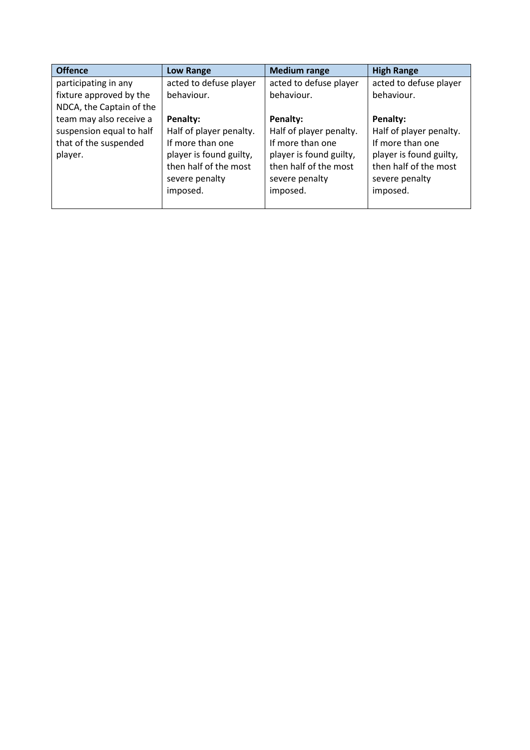| Offence | Low Range | Medium range | High Range |
| --- | --- | --- | --- |
| participating in any fixture approved by the NDCA, the Captain of the team may also receive a suspension equal to half that of the suspended player. | acted to defuse player behaviour.<br><br>**Penalty:**<br>Half of player penalty. If more than one player is found guilty, then half of the most severe penalty imposed. | acted to defuse player behaviour.<br><br>**Penalty:**<br>Half of player penalty. If more than one player is found guilty, then half of the most severe penalty imposed. | acted to defuse player behaviour.<br><br>**Penalty:**<br>Half of player penalty. If more than one player is found guilty, then half of the most severe penalty imposed. |